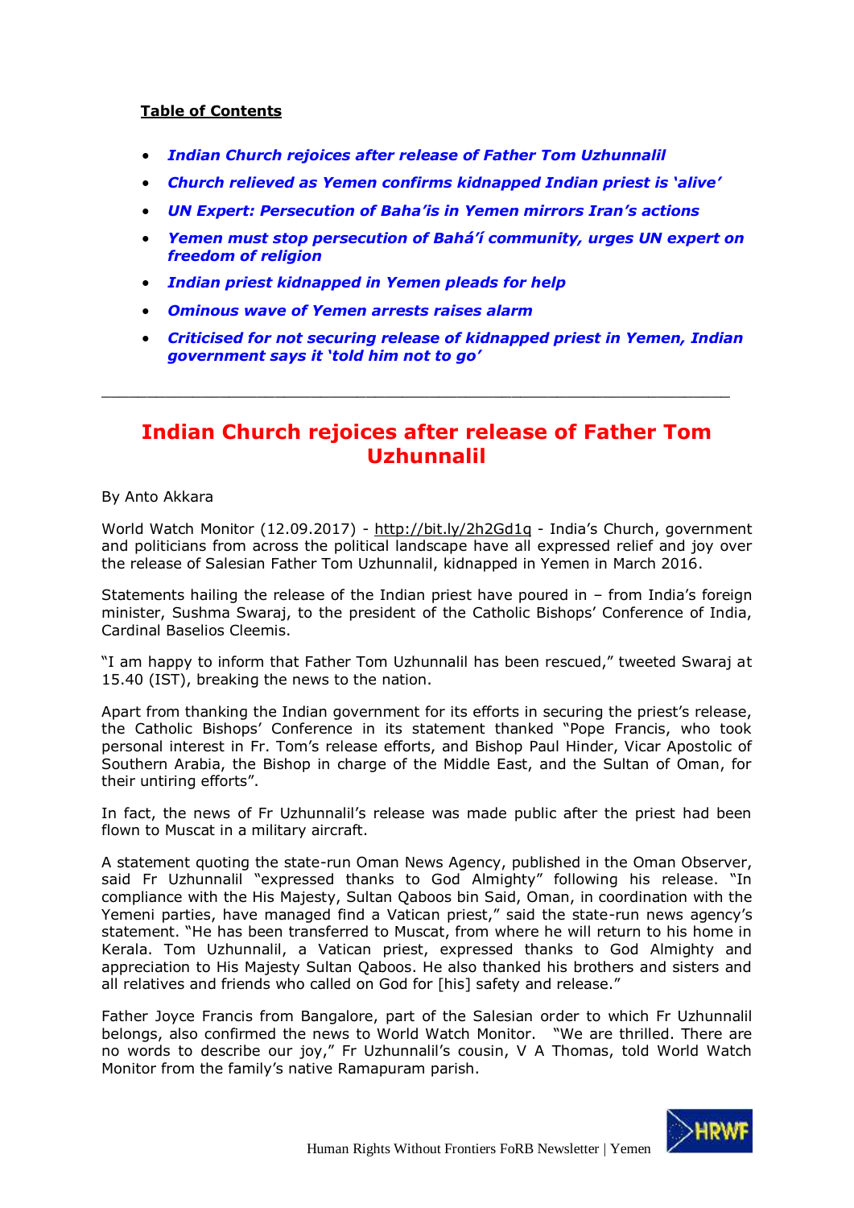**Table of Contents**

- ***Indian Church rejoices after release of Father Tom Uzhunnalil***
- ***Church relieved as Yemen confirms kidnapped Indian priest is 'alive'***
- ***UN Expert: Persecution of Baha'is in Yemen mirrors Iran's actions***
- ***Yemen must stop persecution of Bahá'í community, urges UN expert on freedom of religion***
- ***Indian priest kidnapped in Yemen pleads for help***
- ***Ominous wave of Yemen arrests raises alarm***
- ***Criticised for not securing release of kidnapped priest in Yemen, Indian government says it 'told him not to go'***

---

# Indian Church rejoices after release of Father Tom Uzhunnalil

By Anto Akkara

World Watch Monitor (12.09.2017) - http://bit.ly/2h2Gd1q - India's Church, government and politicians from across the political landscape have all expressed relief and joy over the release of Salesian Father Tom Uzhunnalil, kidnapped in Yemen in March 2016.

Statements hailing the release of the Indian priest have poured in – from India's foreign minister, Sushma Swaraj, to the president of the Catholic Bishops' Conference of India, Cardinal Baselios Cleemis.

"I am happy to inform that Father Tom Uzhunnalil has been rescued," tweeted Swaraj at 15.40 (IST), breaking the news to the nation.

Apart from thanking the Indian government for its efforts in securing the priest's release, the Catholic Bishops' Conference in its statement thanked "Pope Francis, who took personal interest in Fr. Tom's release efforts, and Bishop Paul Hinder, Vicar Apostolic of Southern Arabia, the Bishop in charge of the Middle East, and the Sultan of Oman, for their untiring efforts".

In fact, the news of Fr Uzhunnalil's release was made public after the priest had been flown to Muscat in a military aircraft.

A statement quoting the state-run Oman News Agency, published in the Oman Observer, said Fr Uzhunnalil "expressed thanks to God Almighty" following his release. "In compliance with the His Majesty, Sultan Qaboos bin Said, Oman, in coordination with the Yemeni parties, have managed find a Vatican priest," said the state-run news agency's statement. "He has been transferred to Muscat, from where he will return to his home in Kerala. Tom Uzhunnalil, a Vatican priest, expressed thanks to God Almighty and appreciation to His Majesty Sultan Qaboos. He also thanked his brothers and sisters and all relatives and friends who called on God for [his] safety and release."

Father Joyce Francis from Bangalore, part of the Salesian order to which Fr Uzhunnalil belongs, also confirmed the news to World Watch Monitor. "We are thrilled. There are no words to describe our joy," Fr Uzhunnalil's cousin, V A Thomas, told World Watch Monitor from the family's native Ramapuram parish.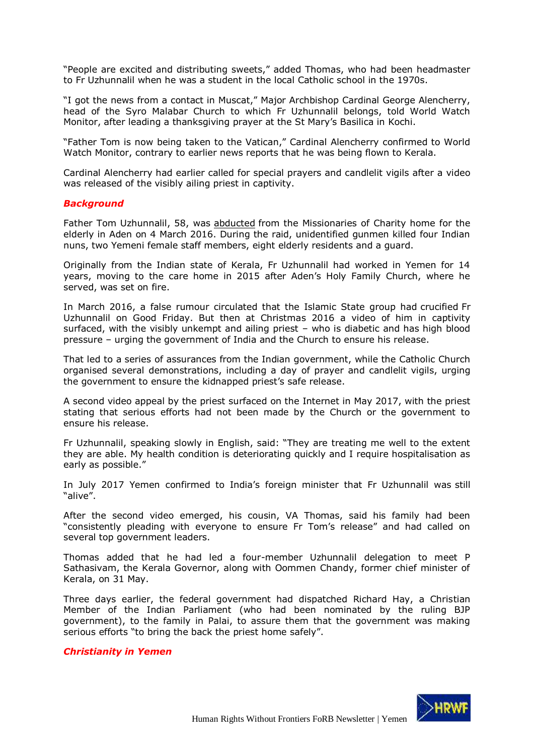"People are excited and distributing sweets," added Thomas, who had been headmaster to Fr Uzhunnalil when he was a student in the local Catholic school in the 1970s.

"I got the news from a contact in Muscat," Major Archbishop Cardinal George Alencherry, head of the Syro Malabar Church to which Fr Uzhunnalil belongs, told World Watch Monitor, after leading a thanksgiving prayer at the St Mary's Basilica in Kochi.

"Father Tom is now being taken to the Vatican," Cardinal Alencherry confirmed to World Watch Monitor, contrary to earlier news reports that he was being flown to Kerala.

Cardinal Alencherry had earlier called for special prayers and candlelit vigils after a video was released of the visibly ailing priest in captivity.

***Background***

Father Tom Uzhunnalil, 58, was abducted from the Missionaries of Charity home for the elderly in Aden on 4 March 2016. During the raid, unidentified gunmen killed four Indian nuns, two Yemeni female staff members, eight elderly residents and a guard.

Originally from the Indian state of Kerala, Fr Uzhunnalil had worked in Yemen for 14 years, moving to the care home in 2015 after Aden's Holy Family Church, where he served, was set on fire.

In March 2016, a false rumour circulated that the Islamic State group had crucified Fr Uzhunnalil on Good Friday. But then at Christmas 2016 a video of him in captivity surfaced, with the visibly unkempt and ailing priest – who is diabetic and has high blood pressure – urging the government of India and the Church to ensure his release.

That led to a series of assurances from the Indian government, while the Catholic Church organised several demonstrations, including a day of prayer and candlelit vigils, urging the government to ensure the kidnapped priest's safe release.

A second video appeal by the priest surfaced on the Internet in May 2017, with the priest stating that serious efforts had not been made by the Church or the government to ensure his release.

Fr Uzhunnalil, speaking slowly in English, said: "They are treating me well to the extent they are able. My health condition is deteriorating quickly and I require hospitalisation as early as possible."

In July 2017 Yemen confirmed to India's foreign minister that Fr Uzhunnalil was still "alive".

After the second video emerged, his cousin, VA Thomas, said his family had been "consistently pleading with everyone to ensure Fr Tom's release" and had called on several top government leaders.

Thomas added that he had led a four-member Uzhunnalil delegation to meet P Sathasivam, the Kerala Governor, along with Oommen Chandy, former chief minister of Kerala, on 31 May.

Three days earlier, the federal government had dispatched Richard Hay, a Christian Member of the Indian Parliament (who had been nominated by the ruling BJP government), to the family in Palai, to assure them that the government was making serious efforts "to bring the back the priest home safely".

***Christianity in Yemen***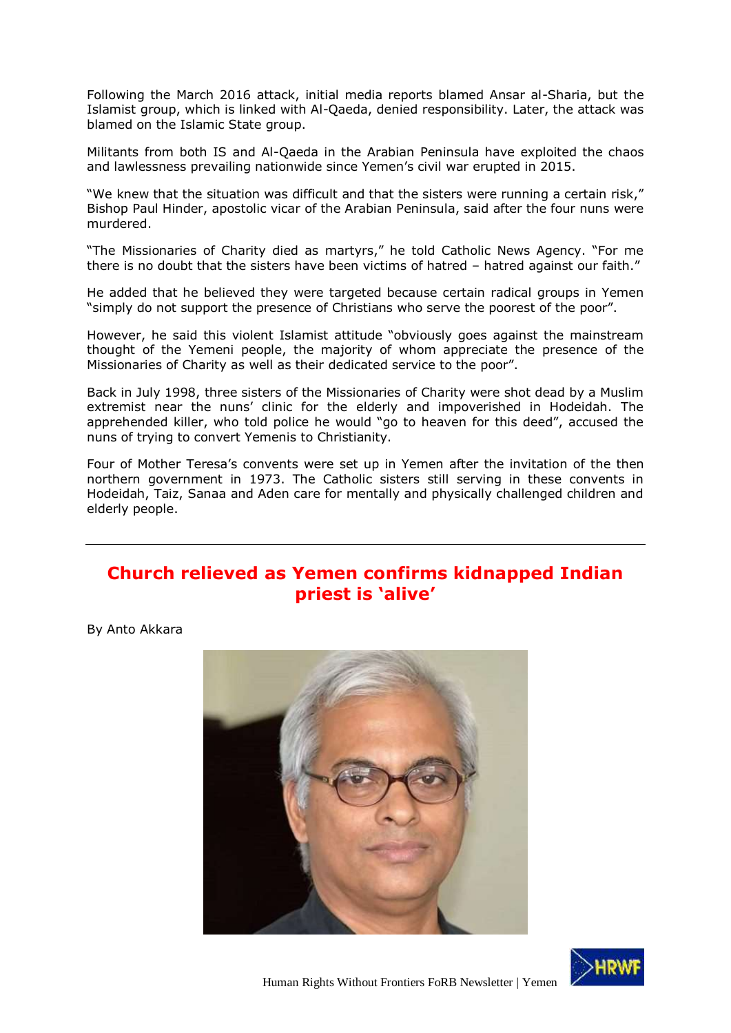Following the March 2016 attack, initial media reports blamed Ansar al-Sharia, but the Islamist group, which is linked with Al-Qaeda, denied responsibility. Later, the attack was blamed on the Islamic State group.

Militants from both IS and Al-Qaeda in the Arabian Peninsula have exploited the chaos and lawlessness prevailing nationwide since Yemen's civil war erupted in 2015.

"We knew that the situation was difficult and that the sisters were running a certain risk," Bishop Paul Hinder, apostolic vicar of the Arabian Peninsula, said after the four nuns were murdered.

"The Missionaries of Charity died as martyrs," he told Catholic News Agency. "For me there is no doubt that the sisters have been victims of hatred – hatred against our faith."

He added that he believed they were targeted because certain radical groups in Yemen "simply do not support the presence of Christians who serve the poorest of the poor".

However, he said this violent Islamist attitude "obviously goes against the mainstream thought of the Yemeni people, the majority of whom appreciate the presence of the Missionaries of Charity as well as their dedicated service to the poor".

Back in July 1998, three sisters of the Missionaries of Charity were shot dead by a Muslim extremist near the nuns' clinic for the elderly and impoverished in Hodeidah. The apprehended killer, who told police he would "go to heaven for this deed", accused the nuns of trying to convert Yemenis to Christianity.

Four of Mother Teresa's convents were set up in Yemen after the invitation of the then northern government in 1973. The Catholic sisters still serving in these convents in Hodeidah, Taiz, Sanaa and Aden care for mentally and physically challenged children and elderly people.

---

## Church relieved as Yemen confirms kidnapped Indian priest is 'alive'

By Anto Akkara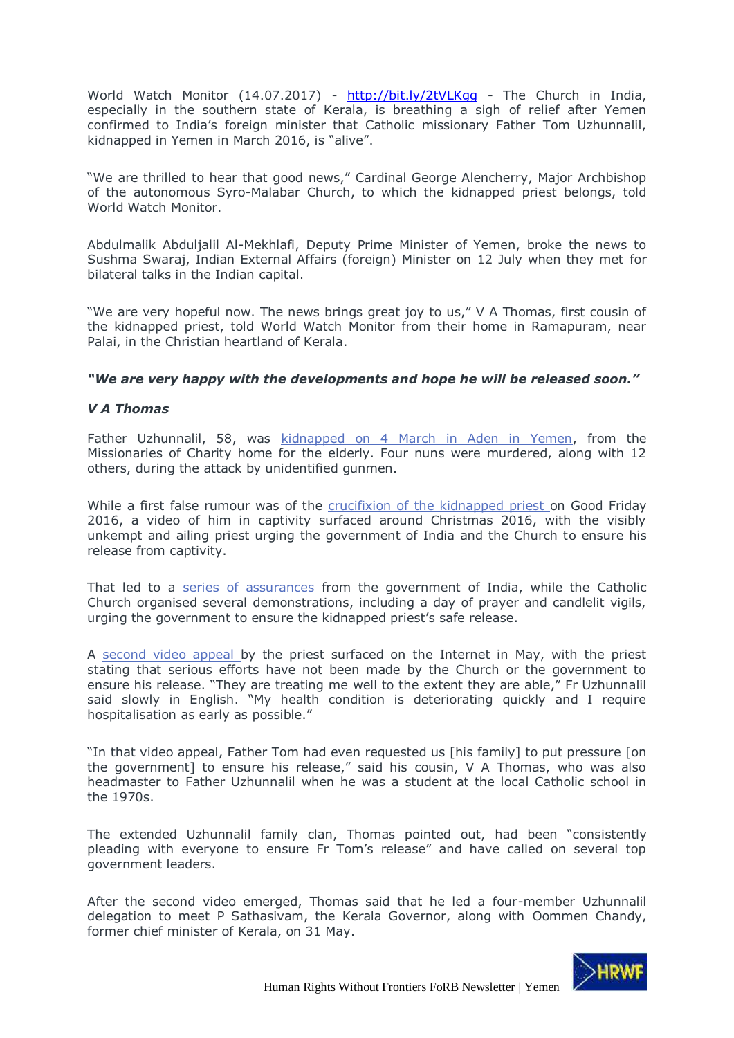World Watch Monitor (14.07.2017) - http://bit.ly/2tVLKgg - The Church in India, especially in the southern state of Kerala, is breathing a sigh of relief after Yemen confirmed to India's foreign minister that Catholic missionary Father Tom Uzhunnalil, kidnapped in Yemen in March 2016, is "alive".

"We are thrilled to hear that good news," Cardinal George Alencherry, Major Archbishop of the autonomous Syro-Malabar Church, to which the kidnapped priest belongs, told World Watch Monitor.

Abdulmalik Abduljalil Al-Mekhlafi, Deputy Prime Minister of Yemen, broke the news to Sushma Swaraj, Indian External Affairs (foreign) Minister on 12 July when they met for bilateral talks in the Indian capital.

"We are very hopeful now. The news brings great joy to us," V A Thomas, first cousin of the kidnapped priest, told World Watch Monitor from their home in Ramapuram, near Palai, in the Christian heartland of Kerala.

***"We are very happy with the developments and hope he will be released soon."***

***V A Thomas***

Father Uzhunnalil, 58, was kidnapped on 4 March in Aden in Yemen, from the Missionaries of Charity home for the elderly. Four nuns were murdered, along with 12 others, during the attack by unidentified gunmen.

While a first false rumour was of the crucifixion of the kidnapped priest on Good Friday 2016, a video of him in captivity surfaced around Christmas 2016, with the visibly unkempt and ailing priest urging the government of India and the Church to ensure his release from captivity.

That led to a series of assurances from the government of India, while the Catholic Church organised several demonstrations, including a day of prayer and candlelit vigils, urging the government to ensure the kidnapped priest's safe release.

A second video appeal by the priest surfaced on the Internet in May, with the priest stating that serious efforts have not been made by the Church or the government to ensure his release. "They are treating me well to the extent they are able," Fr Uzhunnalil said slowly in English. "My health condition is deteriorating quickly and I require hospitalisation as early as possible."

"In that video appeal, Father Tom had even requested us [his family] to put pressure [on the government] to ensure his release," said his cousin, V A Thomas, who was also headmaster to Father Uzhunnalil when he was a student at the local Catholic school in the 1970s.

The extended Uzhunnalil family clan, Thomas pointed out, had been "consistently pleading with everyone to ensure Fr Tom's release" and have called on several top government leaders.

After the second video emerged, Thomas said that he led a four-member Uzhunnalil delegation to meet P Sathasivam, the Kerala Governor, along with Oommen Chandy, former chief minister of Kerala, on 31 May.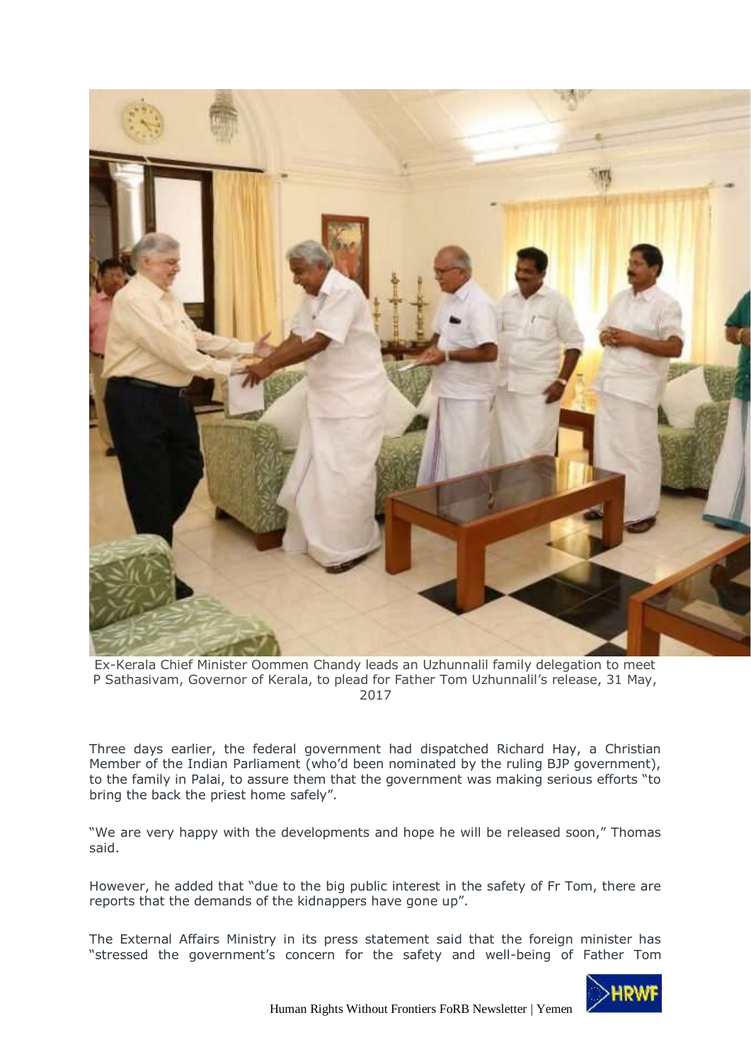Ex-Kerala Chief Minister Oommen Chandy leads an Uzhunnalil family delegation to meet P Sathasivam, Governor of Kerala, to plead for Father Tom Uzhunnalil's release, 31 May, 2017

Three days earlier, the federal government had dispatched Richard Hay, a Christian Member of the Indian Parliament (who'd been nominated by the ruling BJP government), to the family in Palai, to assure them that the government was making serious efforts "to bring the back the priest home safely".

"We are very happy with the developments and hope he will be released soon," Thomas said.

However, he added that "due to the big public interest in the safety of Fr Tom, there are reports that the demands of the kidnappers have gone up".

The External Affairs Ministry in its press statement said that the foreign minister has "stressed the government's concern for the safety and well-being of Father Tom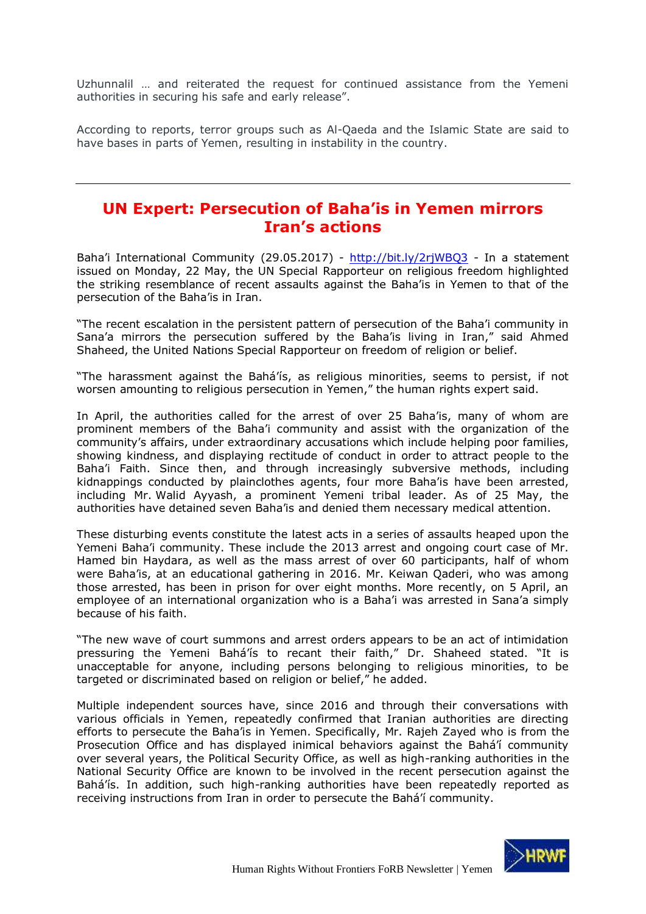Uzhunnalil … and reiterated the request for continued assistance from the Yemeni authorities in securing his safe and early release".

According to reports, terror groups such as Al-Qaeda and the Islamic State are said to have bases in parts of Yemen, resulting in instability in the country.

---

## UN Expert: Persecution of Baha'is in Yemen mirrors Iran's actions

Baha'i International Community (29.05.2017) - http://bit.ly/2rjWBQ3 - In a statement issued on Monday, 22 May, the UN Special Rapporteur on religious freedom highlighted the striking resemblance of recent assaults against the Baha'is in Yemen to that of the persecution of the Baha'is in Iran.

"The recent escalation in the persistent pattern of persecution of the Baha'i community in Sana'a mirrors the persecution suffered by the Baha'is living in Iran," said Ahmed Shaheed, the United Nations Special Rapporteur on freedom of religion or belief.

"The harassment against the Bahá'ís, as religious minorities, seems to persist, if not worsen amounting to religious persecution in Yemen," the human rights expert said.

In April, the authorities called for the arrest of over 25 Baha'is, many of whom are prominent members of the Baha'i community and assist with the organization of the community's affairs, under extraordinary accusations which include helping poor families, showing kindness, and displaying rectitude of conduct in order to attract people to the Baha'i Faith. Since then, and through increasingly subversive methods, including kidnappings conducted by plainclothes agents, four more Baha'is have been arrested, including Mr. Walid Ayyash, a prominent Yemeni tribal leader. As of 25 May, the authorities have detained seven Baha'is and denied them necessary medical attention.

These disturbing events constitute the latest acts in a series of assaults heaped upon the Yemeni Baha'i community. These include the 2013 arrest and ongoing court case of Mr. Hamed bin Haydara, as well as the mass arrest of over 60 participants, half of whom were Baha'is, at an educational gathering in 2016. Mr. Keiwan Qaderi, who was among those arrested, has been in prison for over eight months. More recently, on 5 April, an employee of an international organization who is a Baha'i was arrested in Sana'a simply because of his faith.

"The new wave of court summons and arrest orders appears to be an act of intimidation pressuring the Yemeni Bahá'ís to recant their faith," Dr. Shaheed stated. "It is unacceptable for anyone, including persons belonging to religious minorities, to be targeted or discriminated based on religion or belief," he added.

Multiple independent sources have, since 2016 and through their conversations with various officials in Yemen, repeatedly confirmed that Iranian authorities are directing efforts to persecute the Baha'is in Yemen. Specifically, Mr. Rajeh Zayed who is from the Prosecution Office and has displayed inimical behaviors against the Bahá'í community over several years, the Political Security Office, as well as high-ranking authorities in the National Security Office are known to be involved in the recent persecution against the Bahá'ís. In addition, such high-ranking authorities have been repeatedly reported as receiving instructions from Iran in order to persecute the Bahá'í community.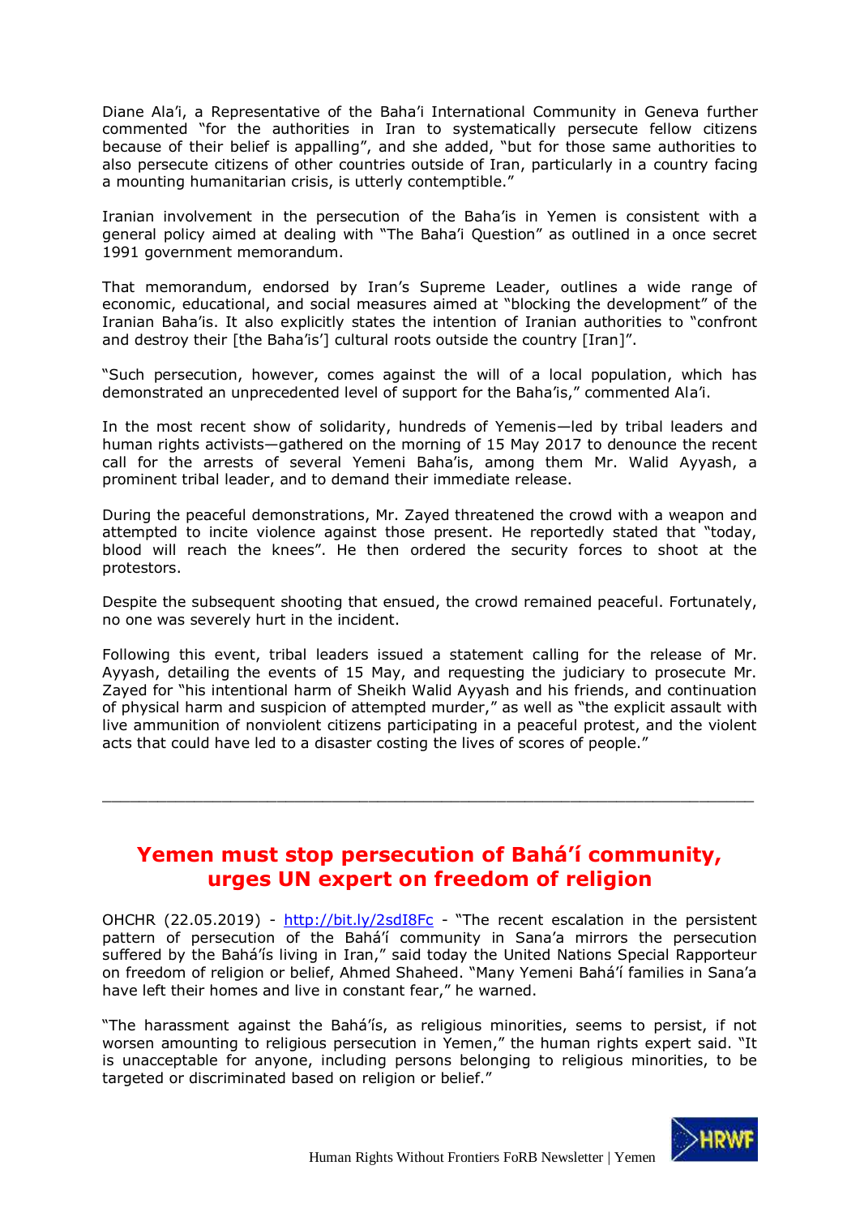Diane Ala'i, a Representative of the Baha'i International Community in Geneva further commented "for the authorities in Iran to systematically persecute fellow citizens because of their belief is appalling", and she added, "but for those same authorities to also persecute citizens of other countries outside of Iran, particularly in a country facing a mounting humanitarian crisis, is utterly contemptible."

Iranian involvement in the persecution of the Baha'is in Yemen is consistent with a general policy aimed at dealing with "The Baha'i Question" as outlined in a once secret 1991 government memorandum.

That memorandum, endorsed by Iran's Supreme Leader, outlines a wide range of economic, educational, and social measures aimed at "blocking the development" of the Iranian Baha'is. It also explicitly states the intention of Iranian authorities to "confront and destroy their [the Baha'is'] cultural roots outside the country [Iran]".

"Such persecution, however, comes against the will of a local population, which has demonstrated an unprecedented level of support for the Baha'is," commented Ala'i.

In the most recent show of solidarity, hundreds of Yemenis—led by tribal leaders and human rights activists—gathered on the morning of 15 May 2017 to denounce the recent call for the arrests of several Yemeni Baha'is, among them Mr. Walid Ayyash, a prominent tribal leader, and to demand their immediate release.

During the peaceful demonstrations, Mr. Zayed threatened the crowd with a weapon and attempted to incite violence against those present. He reportedly stated that "today, blood will reach the knees". He then ordered the security forces to shoot at the protestors.

Despite the subsequent shooting that ensued, the crowd remained peaceful. Fortunately, no one was severely hurt in the incident.

Following this event, tribal leaders issued a statement calling for the release of Mr. Ayyash, detailing the events of 15 May, and requesting the judiciary to prosecute Mr. Zayed for "his intentional harm of Sheikh Walid Ayyash and his friends, and continuation of physical harm and suspicion of attempted murder," as well as "the explicit assault with live ammunition of nonviolent citizens participating in a peaceful protest, and the violent acts that could have led to a disaster costing the lives of scores of people."

---

## Yemen must stop persecution of Bahá'í community, urges UN expert on freedom of religion

OHCHR (22.05.2019) - http://bit.ly/2sdI8Fc - "The recent escalation in the persistent pattern of persecution of the Bahá'í community in Sana'a mirrors the persecution suffered by the Bahá'ís living in Iran," said today the United Nations Special Rapporteur on freedom of religion or belief, Ahmed Shaheed. "Many Yemeni Bahá'í families in Sana'a have left their homes and live in constant fear," he warned.

"The harassment against the Bahá'ís, as religious minorities, seems to persist, if not worsen amounting to religious persecution in Yemen," the human rights expert said. "It is unacceptable for anyone, including persons belonging to religious minorities, to be targeted or discriminated based on religion or belief."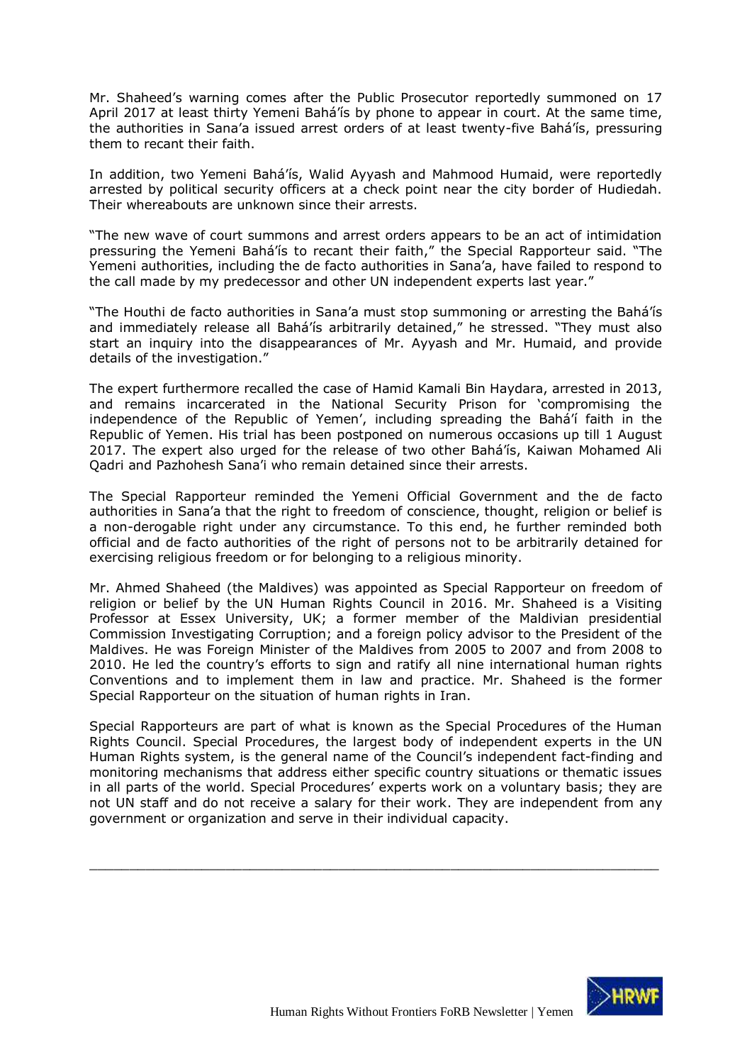Mr. Shaheed's warning comes after the Public Prosecutor reportedly summoned on 17 April 2017 at least thirty Yemeni Bahá'ís by phone to appear in court. At the same time, the authorities in Sana'a issued arrest orders of at least twenty-five Bahá'ís, pressuring them to recant their faith.

In addition, two Yemeni Bahá'ís, Walid Ayyash and Mahmood Humaid, were reportedly arrested by political security officers at a check point near the city border of Hudiedah. Their whereabouts are unknown since their arrests.

"The new wave of court summons and arrest orders appears to be an act of intimidation pressuring the Yemeni Bahá'ís to recant their faith," the Special Rapporteur said. "The Yemeni authorities, including the de facto authorities in Sana'a, have failed to respond to the call made by my predecessor and other UN independent experts last year."

"The Houthi de facto authorities in Sana'a must stop summoning or arresting the Bahá'ís and immediately release all Bahá'ís arbitrarily detained," he stressed. "They must also start an inquiry into the disappearances of Mr. Ayyash and Mr. Humaid, and provide details of the investigation."

The expert furthermore recalled the case of Hamid Kamali Bin Haydara, arrested in 2013, and remains incarcerated in the National Security Prison for 'compromising the independence of the Republic of Yemen', including spreading the Bahá'í faith in the Republic of Yemen. His trial has been postponed on numerous occasions up till 1 August 2017. The expert also urged for the release of two other Bahá'ís, Kaiwan Mohamed Ali Qadri and Pazhohesh Sana'i who remain detained since their arrests.

The Special Rapporteur reminded the Yemeni Official Government and the de facto authorities in Sana'a that the right to freedom of conscience, thought, religion or belief is a non-derogable right under any circumstance. To this end, he further reminded both official and de facto authorities of the right of persons not to be arbitrarily detained for exercising religious freedom or for belonging to a religious minority.

Mr. Ahmed Shaheed (the Maldives) was appointed as Special Rapporteur on freedom of religion or belief by the UN Human Rights Council in 2016. Mr. Shaheed is a Visiting Professor at Essex University, UK; a former member of the Maldivian presidential Commission Investigating Corruption; and a foreign policy advisor to the President of the Maldives. He was Foreign Minister of the Maldives from 2005 to 2007 and from 2008 to 2010. He led the country's efforts to sign and ratify all nine international human rights Conventions and to implement them in law and practice. Mr. Shaheed is the former Special Rapporteur on the situation of human rights in Iran.

Special Rapporteurs are part of what is known as the Special Procedures of the Human Rights Council. Special Procedures, the largest body of independent experts in the UN Human Rights system, is the general name of the Council's independent fact-finding and monitoring mechanisms that address either specific country situations or thematic issues in all parts of the world. Special Procedures' experts work on a voluntary basis; they are not UN staff and do not receive a salary for their work. They are independent from any government or organization and serve in their individual capacity.

---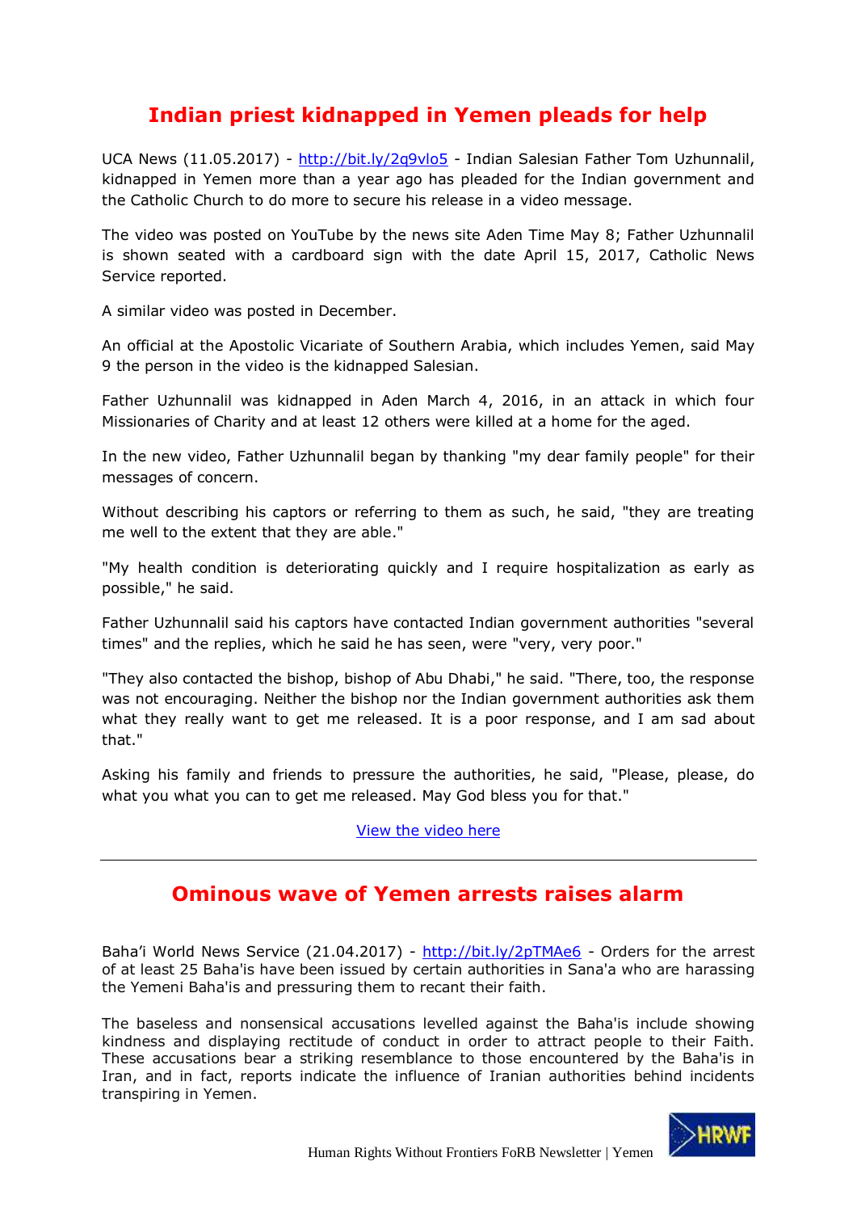## Indian priest kidnapped in Yemen pleads for help

UCA News (11.05.2017) - http://bit.ly/2q9vlo5 - Indian Salesian Father Tom Uzhunnalil, kidnapped in Yemen more than a year ago has pleaded for the Indian government and the Catholic Church to do more to secure his release in a video message.

The video was posted on YouTube by the news site Aden Time May 8; Father Uzhunnalil is shown seated with a cardboard sign with the date April 15, 2017, Catholic News Service reported.

A similar video was posted in December.

An official at the Apostolic Vicariate of Southern Arabia, which includes Yemen, said May 9 the person in the video is the kidnapped Salesian.

Father Uzhunnalil was kidnapped in Aden March 4, 2016, in an attack in which four Missionaries of Charity and at least 12 others were killed at a home for the aged.

In the new video, Father Uzhunnalil began by thanking "my dear family people" for their messages of concern.

Without describing his captors or referring to them as such, he said, "they are treating me well to the extent that they are able."

"My health condition is deteriorating quickly and I require hospitalization as early as possible," he said.

Father Uzhunnalil said his captors have contacted Indian government authorities "several times" and the replies, which he said he has seen, were "very, very poor."

"They also contacted the bishop, bishop of Abu Dhabi," he said. "There, too, the response was not encouraging. Neither the bishop nor the Indian government authorities ask them what they really want to get me released. It is a poor response, and I am sad about that."

Asking his family and friends to pressure the authorities, he said, "Please, please, do what you what you can to get me released. May God bless you for that."

View the video here

---

## Ominous wave of Yemen arrests raises alarm

Baha'i World News Service (21.04.2017) - http://bit.ly/2pTMAe6 - Orders for the arrest of at least 25 Baha'is have been issued by certain authorities in Sana'a who are harassing the Yemeni Baha'is and pressuring them to recant their faith.

The baseless and nonsensical accusations levelled against the Baha'is include showing kindness and displaying rectitude of conduct in order to attract people to their Faith. These accusations bear a striking resemblance to those encountered by the Baha'is in Iran, and in fact, reports indicate the influence of Iranian authorities behind incidents transpiring in Yemen.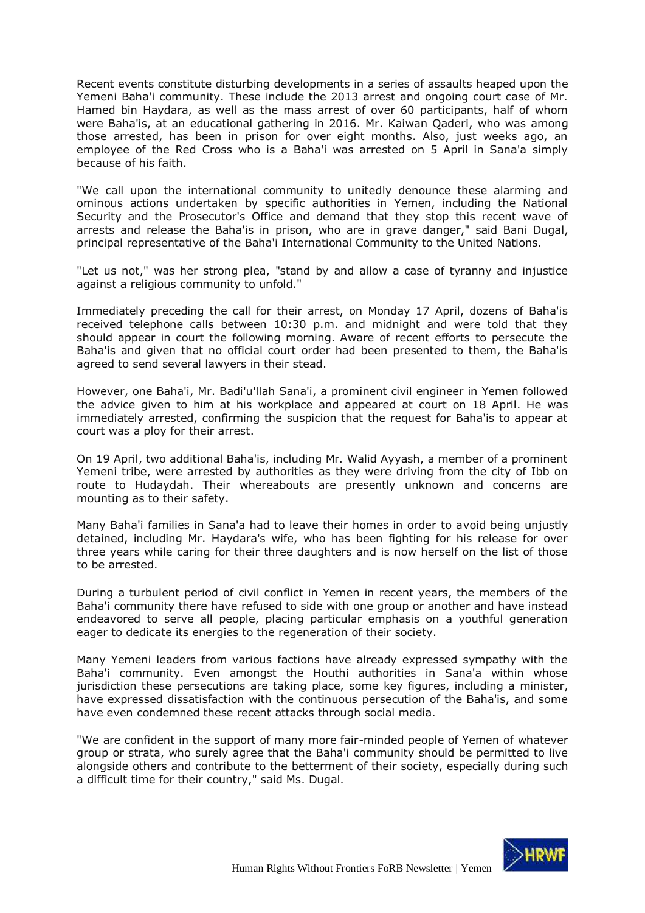Recent events constitute disturbing developments in a series of assaults heaped upon the Yemeni Baha'i community. These include the 2013 arrest and ongoing court case of Mr. Hamed bin Haydara, as well as the mass arrest of over 60 participants, half of whom were Baha'is, at an educational gathering in 2016. Mr. Kaiwan Qaderi, who was among those arrested, has been in prison for over eight months. Also, just weeks ago, an employee of the Red Cross who is a Baha'i was arrested on 5 April in Sana'a simply because of his faith.

"We call upon the international community to unitedly denounce these alarming and ominous actions undertaken by specific authorities in Yemen, including the National Security and the Prosecutor's Office and demand that they stop this recent wave of arrests and release the Baha'is in prison, who are in grave danger," said Bani Dugal, principal representative of the Baha'i International Community to the United Nations.

"Let us not," was her strong plea, "stand by and allow a case of tyranny and injustice against a religious community to unfold."

Immediately preceding the call for their arrest, on Monday 17 April, dozens of Baha'is received telephone calls between 10:30 p.m. and midnight and were told that they should appear in court the following morning. Aware of recent efforts to persecute the Baha'is and given that no official court order had been presented to them, the Baha'is agreed to send several lawyers in their stead.

However, one Baha'i, Mr. Badi'u'llah Sana'i, a prominent civil engineer in Yemen followed the advice given to him at his workplace and appeared at court on 18 April. He was immediately arrested, confirming the suspicion that the request for Baha'is to appear at court was a ploy for their arrest.

On 19 April, two additional Baha'is, including Mr. Walid Ayyash, a member of a prominent Yemeni tribe, were arrested by authorities as they were driving from the city of Ibb on route to Hudaydah. Their whereabouts are presently unknown and concerns are mounting as to their safety.

Many Baha'i families in Sana'a had to leave their homes in order to avoid being unjustly detained, including Mr. Haydara's wife, who has been fighting for his release for over three years while caring for their three daughters and is now herself on the list of those to be arrested.

During a turbulent period of civil conflict in Yemen in recent years, the members of the Baha'i community there have refused to side with one group or another and have instead endeavored to serve all people, placing particular emphasis on a youthful generation eager to dedicate its energies to the regeneration of their society.

Many Yemeni leaders from various factions have already expressed sympathy with the Baha'i community. Even amongst the Houthi authorities in Sana'a within whose jurisdiction these persecutions are taking place, some key figures, including a minister, have expressed dissatisfaction with the continuous persecution of the Baha'is, and some have even condemned these recent attacks through social media.

"We are confident in the support of many more fair-minded people of Yemen of whatever group or strata, who surely agree that the Baha'i community should be permitted to live alongside others and contribute to the betterment of their society, especially during such a difficult time for their country," said Ms. Dugal.

---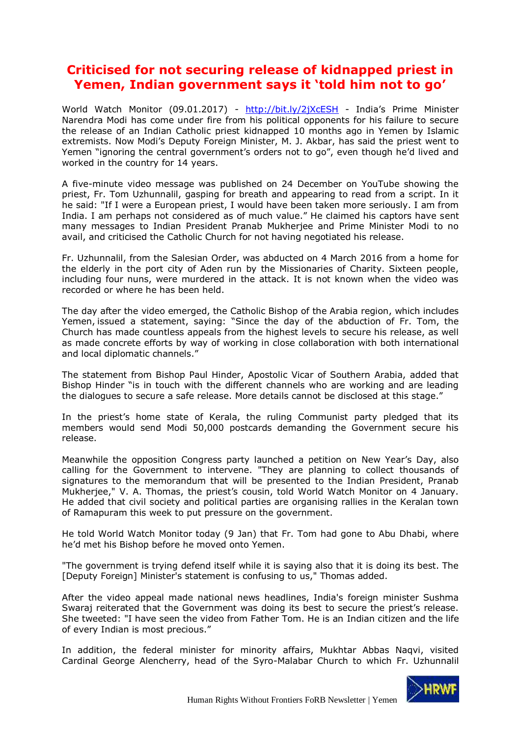# Criticised for not securing release of kidnapped priest in Yemen, Indian government says it 'told him not to go'

World Watch Monitor (09.01.2017) - http://bit.ly/2jXcESH - India's Prime Minister Narendra Modi has come under fire from his political opponents for his failure to secure the release of an Indian Catholic priest kidnapped 10 months ago in Yemen by Islamic extremists. Now Modi's Deputy Foreign Minister, M. J. Akbar, has said the priest went to Yemen "ignoring the central government's orders not to go", even though he'd lived and worked in the country for 14 years.

A five-minute video message was published on 24 December on YouTube showing the priest, Fr. Tom Uzhunnalil, gasping for breath and appearing to read from a script. In it he said: "If I were a European priest, I would have been taken more seriously. I am from India. I am perhaps not considered as of much value." He claimed his captors have sent many messages to Indian President Pranab Mukherjee and Prime Minister Modi to no avail, and criticised the Catholic Church for not having negotiated his release.

Fr. Uzhunnalil, from the Salesian Order, was abducted on 4 March 2016 from a home for the elderly in the port city of Aden run by the Missionaries of Charity. Sixteen people, including four nuns, were murdered in the attack. It is not known when the video was recorded or where he has been held.

The day after the video emerged, the Catholic Bishop of the Arabia region, which includes Yemen, issued a statement, saying: "Since the day of the abduction of Fr. Tom, the Church has made countless appeals from the highest levels to secure his release, as well as made concrete efforts by way of working in close collaboration with both international and local diplomatic channels."

The statement from Bishop Paul Hinder, Apostolic Vicar of Southern Arabia, added that Bishop Hinder "is in touch with the different channels who are working and are leading the dialogues to secure a safe release. More details cannot be disclosed at this stage."

In the priest's home state of Kerala, the ruling Communist party pledged that its members would send Modi 50,000 postcards demanding the Government secure his release.

Meanwhile the opposition Congress party launched a petition on New Year's Day, also calling for the Government to intervene. "They are planning to collect thousands of signatures to the memorandum that will be presented to the Indian President, Pranab Mukherjee," V. A. Thomas, the priest's cousin, told World Watch Monitor on 4 January. He added that civil society and political parties are organising rallies in the Keralan town of Ramapuram this week to put pressure on the government.

He told World Watch Monitor today (9 Jan) that Fr. Tom had gone to Abu Dhabi, where he'd met his Bishop before he moved onto Yemen.

"The government is trying defend itself while it is saying also that it is doing its best. The [Deputy Foreign] Minister's statement is confusing to us," Thomas added.

After the video appeal made national news headlines, India's foreign minister Sushma Swaraj reiterated that the Government was doing its best to secure the priest's release. She tweeted: "I have seen the video from Father Tom. He is an Indian citizen and the life of every Indian is most precious."

In addition, the federal minister for minority affairs, Mukhtar Abbas Naqvi, visited Cardinal George Alencherry, head of the Syro-Malabar Church to which Fr. Uzhunnalil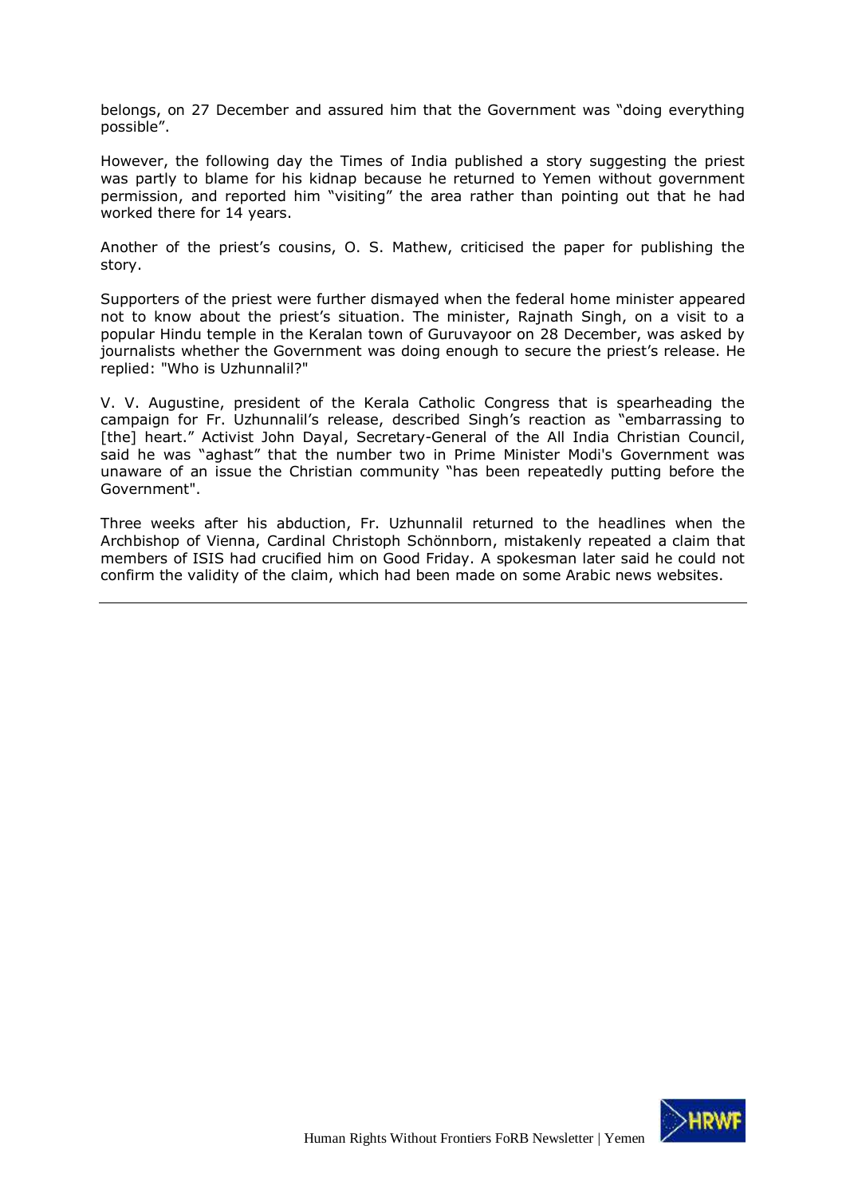belongs, on 27 December and assured him that the Government was "doing everything possible".

However, the following day the Times of India published a story suggesting the priest was partly to blame for his kidnap because he returned to Yemen without government permission, and reported him "visiting" the area rather than pointing out that he had worked there for 14 years.

Another of the priest's cousins, O. S. Mathew, criticised the paper for publishing the story.

Supporters of the priest were further dismayed when the federal home minister appeared not to know about the priest's situation. The minister, Rajnath Singh, on a visit to a popular Hindu temple in the Keralan town of Guruvayoor on 28 December, was asked by journalists whether the Government was doing enough to secure the priest's release. He replied: "Who is Uzhunnalil?"

V. V. Augustine, president of the Kerala Catholic Congress that is spearheading the campaign for Fr. Uzhunnalil's release, described Singh's reaction as "embarrassing to [the] heart." Activist John Dayal, Secretary-General of the All India Christian Council, said he was "aghast" that the number two in Prime Minister Modi's Government was unaware of an issue the Christian community "has been repeatedly putting before the Government".

Three weeks after his abduction, Fr. Uzhunnalil returned to the headlines when the Archbishop of Vienna, Cardinal Christoph Schönnborn, mistakenly repeated a claim that members of ISIS had crucified him on Good Friday. A spokesman later said he could not confirm the validity of the claim, which had been made on some Arabic news websites.

---